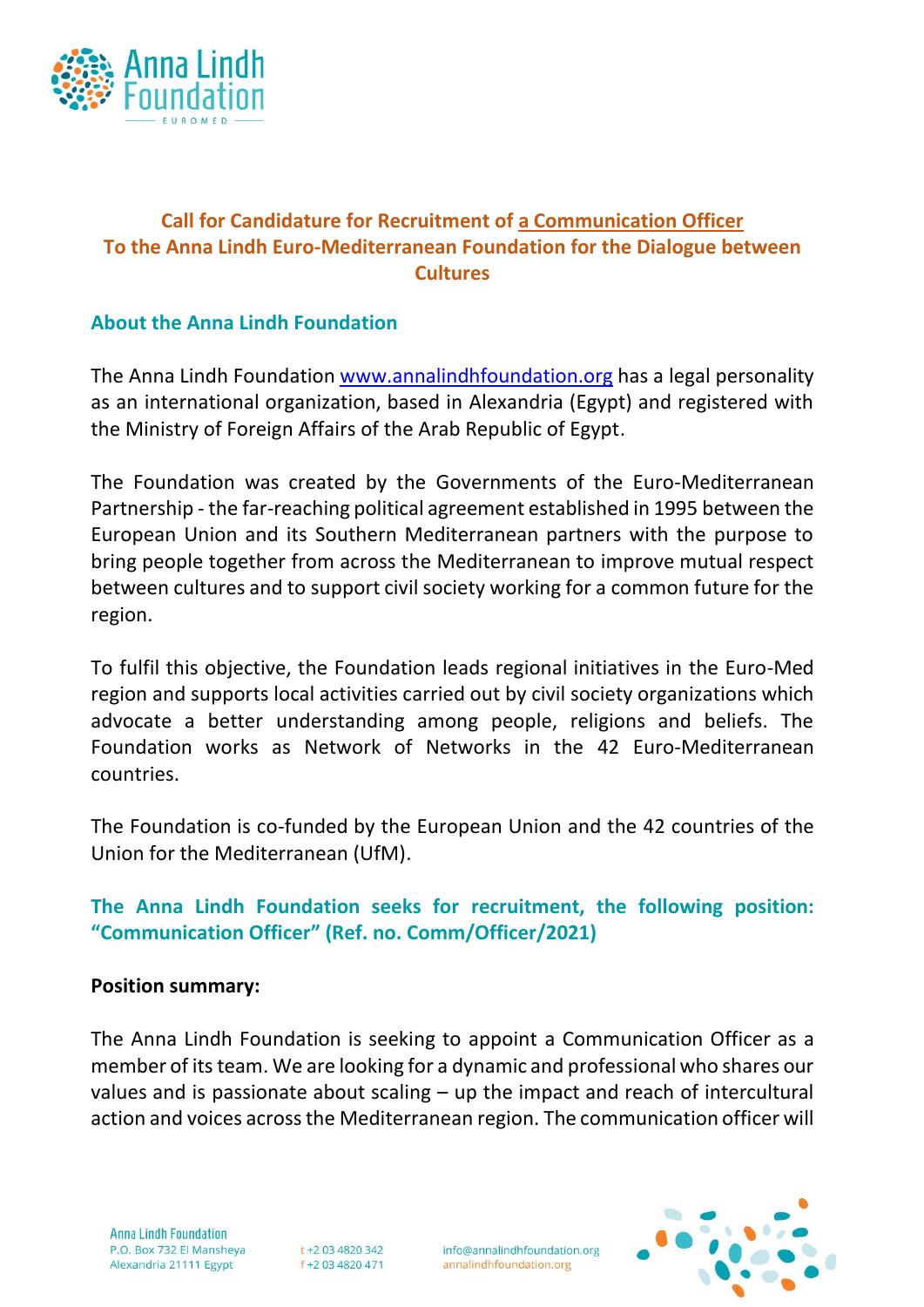## Call for Candidature for Recruitment of a Communication Officer
## To the Anna Lindh Euro-Mediterranean Foundation for the Dialogue between Cultures

### About the Anna Lindh Foundation

The Anna Lindh Foundation www.annalindhfoundation.org has a legal personality as an international organization, based in Alexandria (Egypt) and registered with the Ministry of Foreign Affairs of the Arab Republic of Egypt.

The Foundation was created by the Governments of the Euro-Mediterranean Partnership - the far-reaching political agreement established in 1995 between the European Union and its Southern Mediterranean partners with the purpose to bring people together from across the Mediterranean to improve mutual respect between cultures and to support civil society working for a common future for the region.

To fulfil this objective, the Foundation leads regional initiatives in the Euro-Med region and supports local activities carried out by civil society organizations which advocate a better understanding among people, religions and beliefs. The Foundation works as Network of Networks in the 42 Euro-Mediterranean countries.

The Foundation is co-funded by the European Union and the 42 countries of the Union for the Mediterranean (UfM).

### The Anna Lindh Foundation seeks for recruitment, the following position: "Communication Officer" (Ref. no. Comm/Officer/2021)

**Position summary:**

The Anna Lindh Foundation is seeking to appoint a Communication Officer as a member of its team. We are looking for a dynamic and professional who shares our values and is passionate about scaling – up the impact and reach of intercultural action and voices across the Mediterranean region. The communication officer will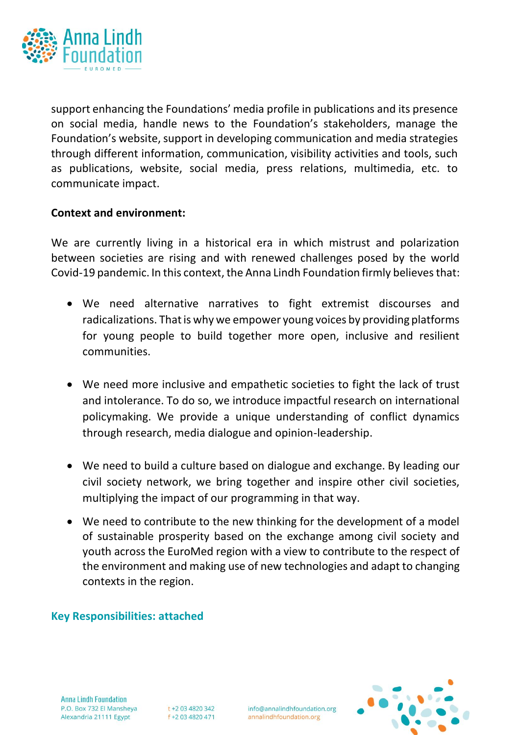support enhancing the Foundations' media profile in publications and its presence on social media, handle news to the Foundation's stakeholders, manage the Foundation's website, support in developing communication and media strategies through different information, communication, visibility activities and tools, such as publications, website, social media, press relations, multimedia, etc. to communicate impact.

**Context and environment:**

We are currently living in a historical era in which mistrust and polarization between societies are rising and with renewed challenges posed by the world Covid-19 pandemic. In this context, the Anna Lindh Foundation firmly believes that:

- We need alternative narratives to fight extremist discourses and radicalizations. That is why we empower young voices by providing platforms for young people to build together more open, inclusive and resilient communities.
- We need more inclusive and empathetic societies to fight the lack of trust and intolerance. To do so, we introduce impactful research on international policymaking. We provide a unique understanding of conflict dynamics through research, media dialogue and opinion-leadership.
- We need to build a culture based on dialogue and exchange. By leading our civil society network, we bring together and inspire other civil societies, multiplying the impact of our programming in that way.
- We need to contribute to the new thinking for the development of a model of sustainable prosperity based on the exchange among civil society and youth across the EuroMed region with a view to contribute to the respect of the environment and making use of new technologies and adapt to changing contexts in the region.

**Key Responsibilities: attached**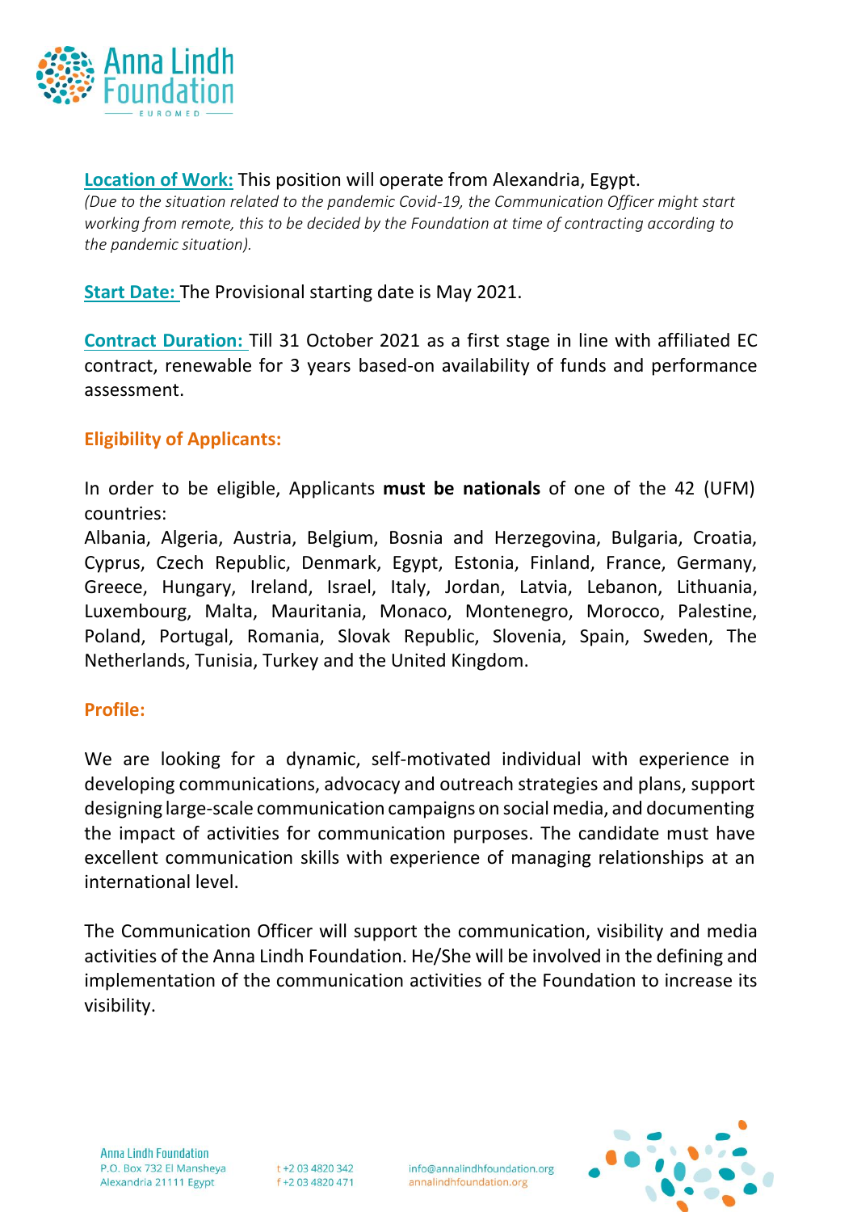**Location of Work:** This position will operate from Alexandria, Egypt.
*(Due to the situation related to the pandemic Covid-19, the Communication Officer might start working from remote, this to be decided by the Foundation at time of contracting according to the pandemic situation).*

**Start Date:** The Provisional starting date is May 2021.

**Contract Duration:** Till 31 October 2021 as a first stage in line with affiliated EC contract, renewable for 3 years based-on availability of funds and performance assessment.

### Eligibility of Applicants:

In order to be eligible, Applicants **must be nationals** of one of the 42 (UFM) countries:
Albania, Algeria, Austria, Belgium, Bosnia and Herzegovina, Bulgaria, Croatia, Cyprus, Czech Republic, Denmark, Egypt, Estonia, Finland, France, Germany, Greece, Hungary, Ireland, Israel, Italy, Jordan, Latvia, Lebanon, Lithuania, Luxembourg, Malta, Mauritania, Monaco, Montenegro, Morocco, Palestine, Poland, Portugal, Romania, Slovak Republic, Slovenia, Spain, Sweden, The Netherlands, Tunisia, Turkey and the United Kingdom.

### Profile:

We are looking for a dynamic, self-motivated individual with experience in developing communications, advocacy and outreach strategies and plans, support designing large-scale communication campaigns on social media, and documenting the impact of activities for communication purposes. The candidate must have excellent communication skills with experience of managing relationships at an international level.

The Communication Officer will support the communication, visibility and media activities of the Anna Lindh Foundation. He/She will be involved in the defining and implementation of the communication activities of the Foundation to increase its visibility.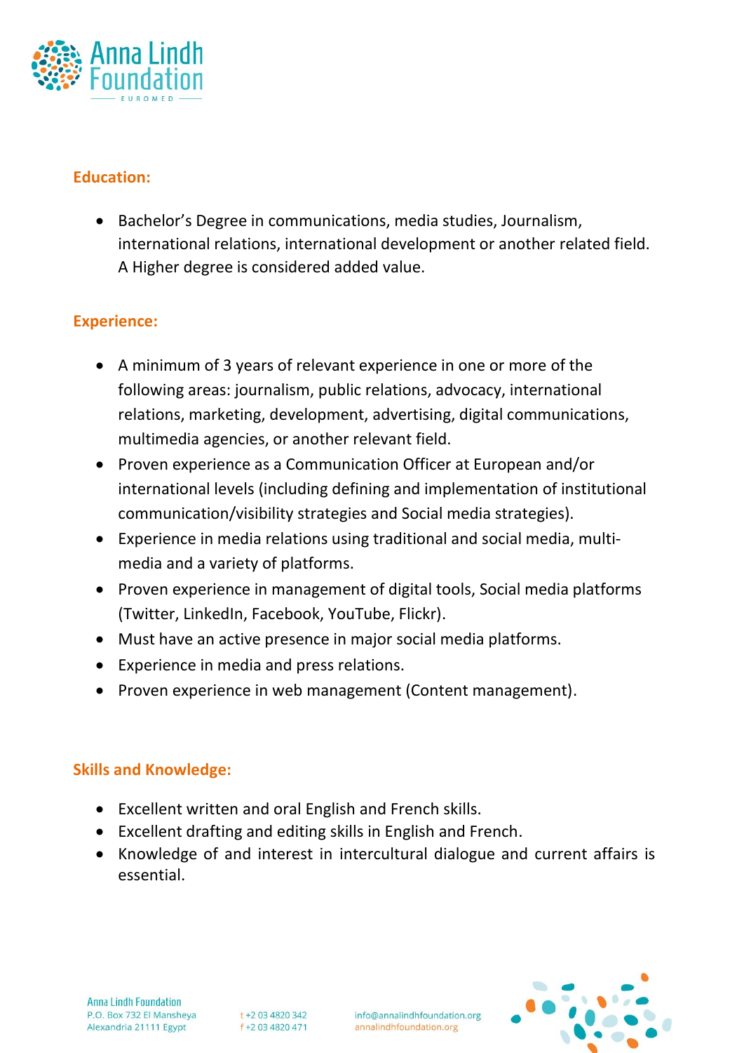## Education:

- Bachelor's Degree in communications, media studies, Journalism, international relations, international development or another related field. A Higher degree is considered added value.

## Experience:

- A minimum of 3 years of relevant experience in one or more of the following areas: journalism, public relations, advocacy, international relations, marketing, development, advertising, digital communications, multimedia agencies, or another relevant field.
- Proven experience as a Communication Officer at European and/or international levels (including defining and implementation of institutional communication/visibility strategies and Social media strategies).
- Experience in media relations using traditional and social media, multi-media and a variety of platforms.
- Proven experience in management of digital tools, Social media platforms (Twitter, LinkedIn, Facebook, YouTube, Flickr).
- Must have an active presence in major social media platforms.
- Experience in media and press relations.
- Proven experience in web management (Content management).

## Skills and Knowledge:

- Excellent written and oral English and French skills.
- Excellent drafting and editing skills in English and French.
- Knowledge of and interest in intercultural dialogue and current affairs is essential.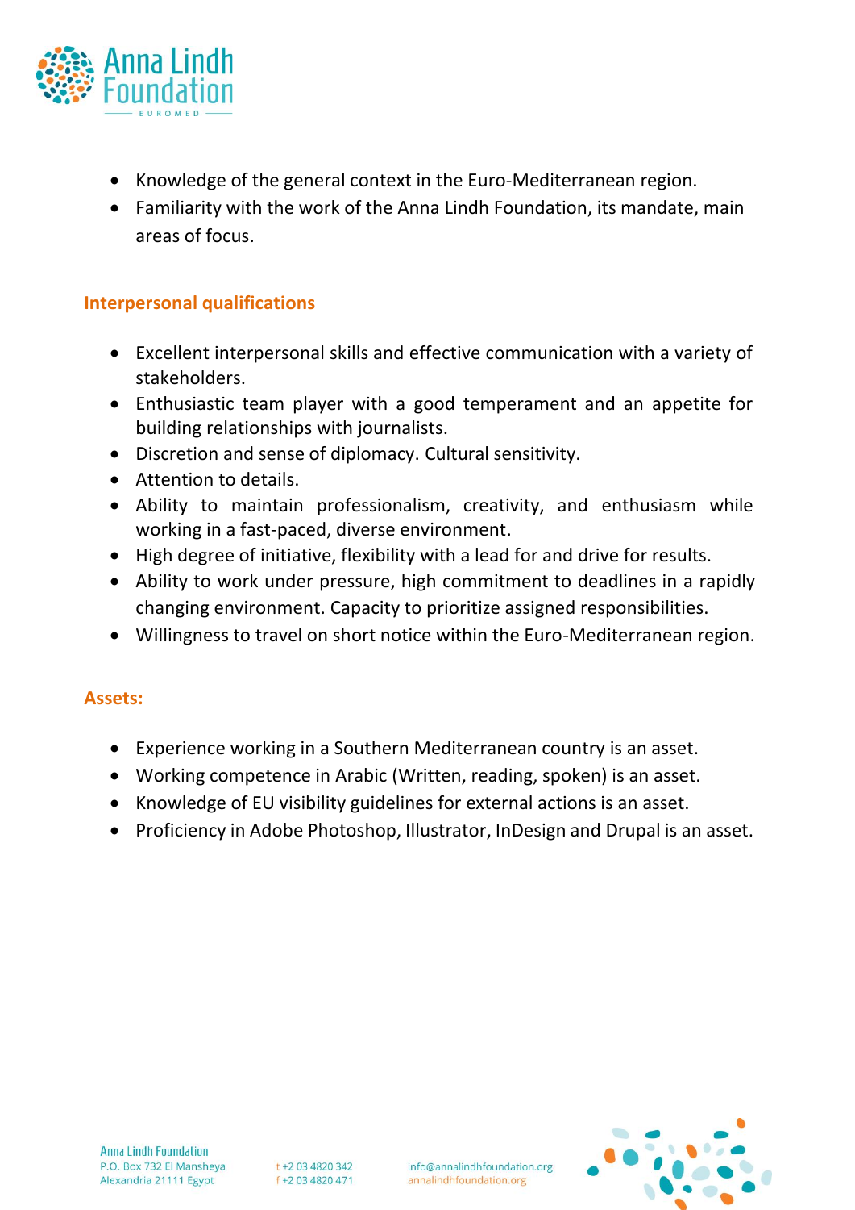- Knowledge of the general context in the Euro-Mediterranean region.
- Familiarity with the work of the Anna Lindh Foundation, its mandate, main areas of focus.

### Interpersonal qualifications

- Excellent interpersonal skills and effective communication with a variety of stakeholders.
- Enthusiastic team player with a good temperament and an appetite for building relationships with journalists.
- Discretion and sense of diplomacy. Cultural sensitivity.
- Attention to details.
- Ability to maintain professionalism, creativity, and enthusiasm while working in a fast-paced, diverse environment.
- High degree of initiative, flexibility with a lead for and drive for results.
- Ability to work under pressure, high commitment to deadlines in a rapidly changing environment. Capacity to prioritize assigned responsibilities.
- Willingness to travel on short notice within the Euro-Mediterranean region.

### Assets:

- Experience working in a Southern Mediterranean country is an asset.
- Working competence in Arabic (Written, reading, spoken) is an asset.
- Knowledge of EU visibility guidelines for external actions is an asset.
- Proficiency in Adobe Photoshop, Illustrator, InDesign and Drupal is an asset.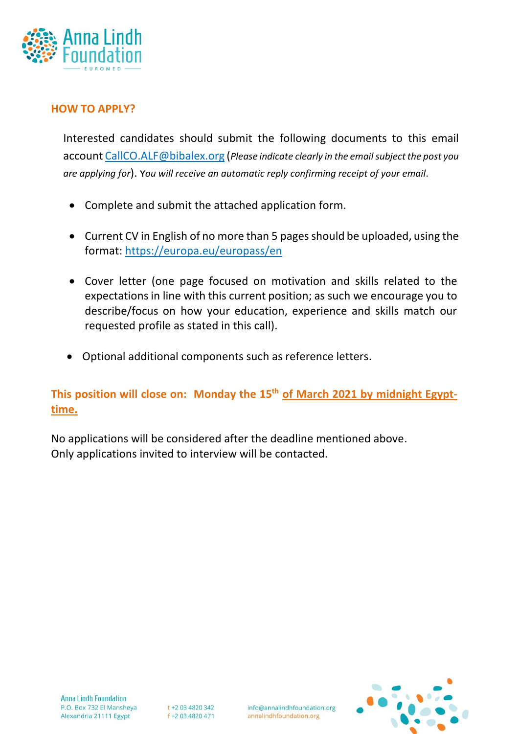## HOW TO APPLY?

Interested candidates should submit the following documents to this email account CallCO.ALF@bibalex.org (*Please indicate clearly in the email subject the post you are applying for*). *You will receive an automatic reply confirming receipt of your email*.

- Complete and submit the attached application form.
- Current CV in English of no more than 5 pages should be uploaded, using the format: https://europa.eu/europass/en
- Cover letter (one page focused on motivation and skills related to the expectations in line with this current position; as such we encourage you to describe/focus on how your education, experience and skills match our requested profile as stated in this call).
- Optional additional components such as reference letters.

**This position will close on: Monday the 15th of March 2021 by midnight Egypt-time.**

No applications will be considered after the deadline mentioned above.
Only applications invited to interview will be contacted.